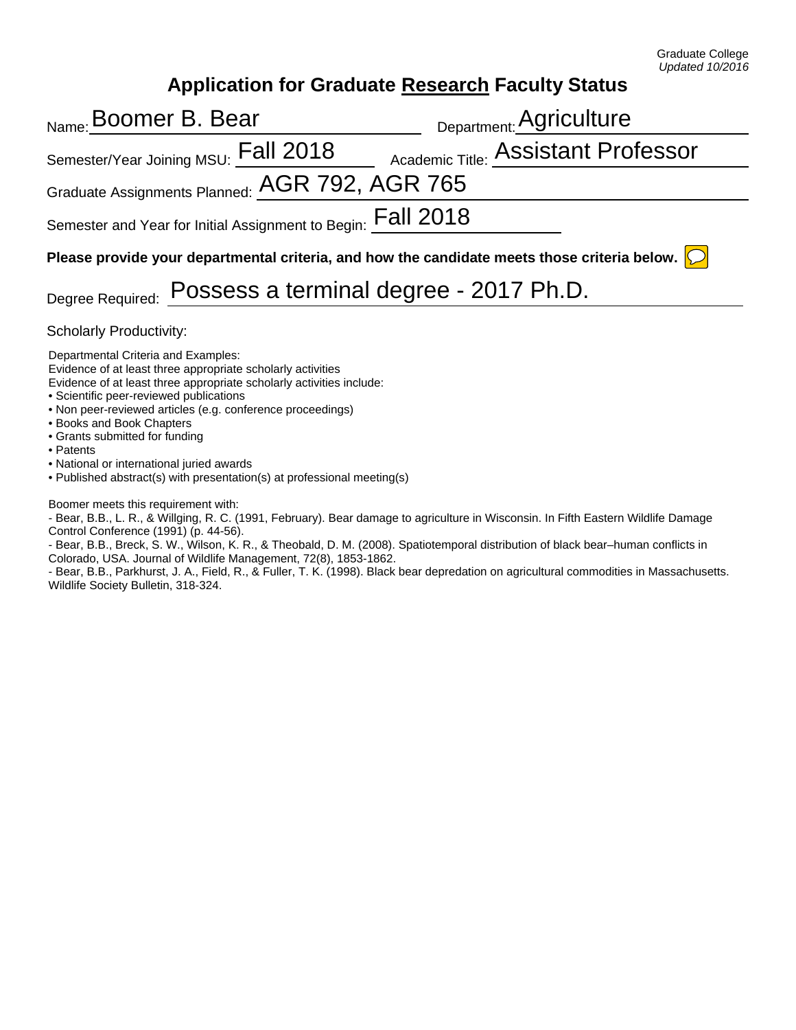Graduate College
*Updated 10/2016*

# Application for Graduate Research Faculty Status

Name: Boomer B. Bear

Department: Agriculture

Semester/Year Joining MSU: Fall 2018

Academic Title: Assistant Professor

Graduate Assignments Planned: AGR 792, AGR 765

Semester and Year for Initial Assignment to Begin: Fall 2018

**Please provide your departmental criteria, and how the candidate meets those criteria below.**

Degree Required: Possess a terminal degree - 2017 Ph.D.

Scholarly Productivity:

Departmental Criteria and Examples:
Evidence of at least three appropriate scholarly activities
Evidence of at least three appropriate scholarly activities include:

- Scientific peer-reviewed publications
- Non peer-reviewed articles (e.g. conference proceedings)
- Books and Book Chapters
- Grants submitted for funding
- Patents
- National or international juried awards
- Published abstract(s) with presentation(s) at professional meeting(s)

Boomer meets this requirement with:

- Bear, B.B., L. R., & Willging, R. C. (1991, February). Bear damage to agriculture in Wisconsin. In Fifth Eastern Wildlife Damage Control Conference (1991) (p. 44-56).
- Bear, B.B., Breck, S. W., Wilson, K. R., & Theobald, D. M. (2008). Spatiotemporal distribution of black bear–human conflicts in Colorado, USA. Journal of Wildlife Management, 72(8), 1853-1862.
- Bear, B.B., Parkhurst, J. A., Field, R., & Fuller, T. K. (1998). Black bear depredation on agricultural commodities in Massachusetts. Wildlife Society Bulletin, 318-324.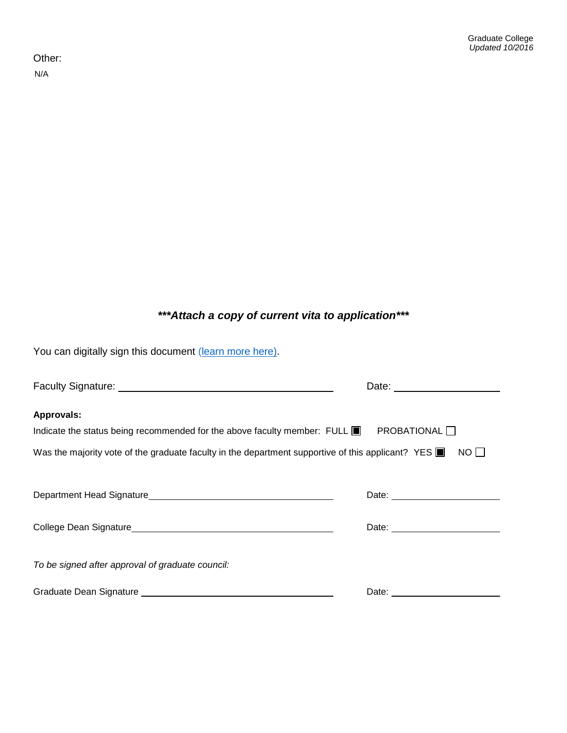Other:

N/A

***Attach a copy of current vita to application***

You can digitally sign this document (learn more here).

Faculty Signature: ______________________________ Date: ______________

**Approvals:**

Indicate the status being recommended for the above faculty member: FULL ■ PROBATIONAL ☐

Was the majority vote of the graduate faculty in the department supportive of this applicant? YES ■ NO ☐

Department Head Signature ______________________________ Date: ______________

College Dean Signature ______________________________ Date: ______________

*To be signed after approval of graduate council:*

Graduate Dean Signature ______________________________ Date: ______________